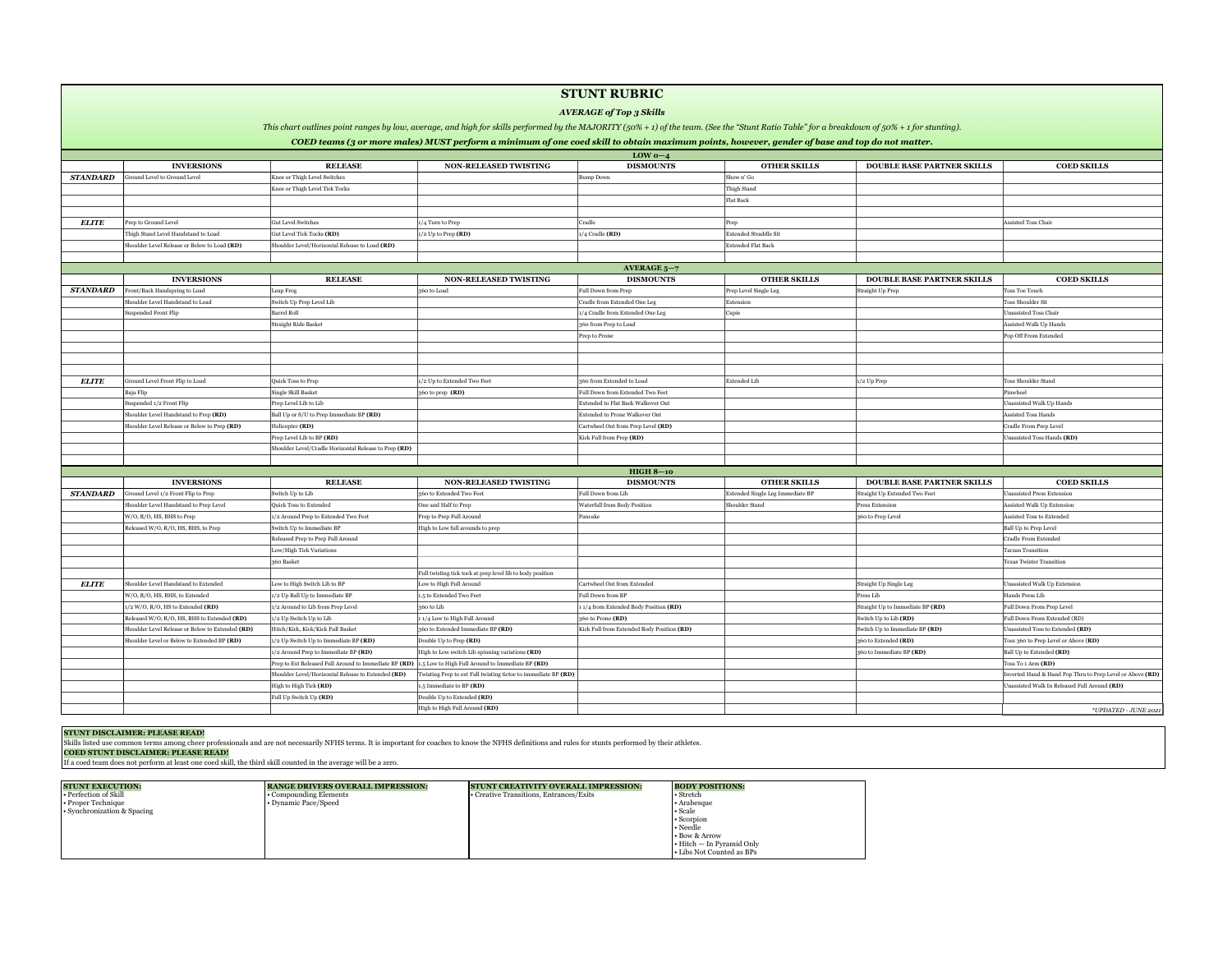# STUNT RUBRIC

***AVERAGE of Top 3 Skills***

*This chart outlines point ranges by low, average, and high for skills performed by the MAJORITY (50% + 1) of the team. (See the "Stunt Ratio Table" for a breakdown of 50% + 1 for stunting).*

***COED teams (3 or more males) MUST perform a minimum of one coed skill to obtain maximum points, however, gender of base and top do not matter.***

| | INVERSIONS | RELEASE | NON-RELEASED TWISTING | DISMOUNTS | OTHER SKILLS | DOUBLE BASE PARTNER SKILLS | COED SKILLS |
|---|---|---|---|---|---|---|---|
| | | | | **LOW 0—4** | | | |
| ***STANDARD*** | Ground Level to Ground Level | Knee or Thigh Level Switches | | Bump Down | Show n' Go | | |
| | | Knee or Thigh Level Tick Tocks | | | Thigh Stand | | |
| | | | | | Flat Back | | |
| ***ELITE*** | Prep to Ground Level | Gut Level Switches | 1/4 Turn to Prep | Cradle | Prep | | Assisted Toss Chair |
| | Thigh Stand Level Handstand to Load | Gut Level Tick Tocks **(RD)** | 1/2 Up to Prep **(RD)** | 1/4 Cradle **(RD)** | Extended Straddle Sit | | |
| | Shoulder Level Release or Below to Load **(RD)** | Shoulder Level/Horizontal Release to Load **(RD)** | | | Extended Flat Back | | |
| | | | | **AVERAGE 5—7** | | | |
| ***STANDARD*** | Front/Back Handspring to Load | Leap Frog | 360 to Load | Full Down from Prep | Prep Level Single Leg | Straight Up Prep | Toss Toe Touch |
| | Shoulder Level Handstand to Load | Switch Up Prep Level Lib | | Cradle from Extended One Leg | Extension | | Toss Shoulder Sit |
| | Suspended Front Flip | Barrel Roll | | 1/4 Cradle from Extended One Leg | Cupie | | Unassisted Toss Chair |
| | | Straight Ride Basket | | 360 from Prep to Load | | | Assisted Walk Up Hands |
| | | | | Prep to Prone | | | Pop Off From Extended |
| ***ELITE*** | Ground Level Front Flip to Load | Quick Toss to Prep | 1/2 Up to Extended Two Feet | 360 from Extended to Load | Extended Lib | 1/2 Up Prep | Toss Shoulder Stand |
| | Baja Flip | Single Skill Basket | 360 to prep **(RD)** | Full Down from Extended Two Feet | | | Pinwheel |
| | Suspended 1/2 Front Flip | Prep Level Lib to Lib | | Extended to Flat Back Walkover Out | | | Unassisted Walk Up Hands |
| | Shoulder Level Handstand to Prep **(RD)** | Ball Up or S/U to Prep Immediate BP **(RD)** | | Extended to Prone Walkover Out | | | Assisted Toss Hands |
| | Shoulder Level Release or Below to Prep **(RD)** | Helicopter **(RD)** | | Cartwheel Out from Prep Level **(RD)** | | | Cradle From Prep Level |
| | | Prep Level Lib to BP **(RD)** | | Kick Full from Prep **(RD)** | | | Unassisted Toss Hands **(RD)** |
| | | Shoulder Level/Cradle Horizontal Release to Prep **(RD)** | | | | | |
| | | | | **HIGH 8—10** | | | |
| ***STANDARD*** | Ground Level 1/2 Front Flip to Prep | Switch Up to Lib | 360 to Extended Two Feet | Full Down from Lib | Extended Single Leg Immediate BP | Straight Up Extended Two Feet | Unassisted Press Extension |
| | Shoulder Level Handstand to Prep Level | Quick Toss to Extended | One and Half to Prep | Waterfall from Body Position | Shoulder Stand | Press Extension | Assisted Walk Up Extension |
| | W/O, R/O, HS, BHS to Prep | 1/2 Around to Prep to Extended Two Feet | Prep to Prep Full Around | Pancake | | 360 to Prep Level | Assisted Toss to Extended |
| | Released W/O, R/O, HS, BHS, to Prep | Switch Up to Immediate BP | High to Low full arounds to prep | | | | Ball Up to Prep Level |
| | | Released Prep to Prep Full Around | | | | | Cradle From Extended |
| | | Low/High Tick Variations | | | | | Tarzan Transition |
| | | 360 Basket | | | | | Texas Twister Transition |
| | | | Full twisting tick tock at prep level lib to body position | | | | |
| ***ELITE*** | Shoulder Level Handstand to Extended | Low to High Switch Lib to BP | Low to High Full Around | Cartwheel Out from Extended | | Straight Up Single Leg | Unassisted Walk Up Extension |
| | W/O, R/O, HS, BHS, to Extended | 1/2 Up Ball Up to Immediate BP | 1.5 to Extended Two Feet | Full Down from BP | | Press Lib | Hands Press Lib |
| | 1/2 W/O, R/O, HS to Extended **(RD)** | 1/2 Around to Lib from Prep Level | 360 to Lib | 1 1/4 from Extended Body Position **(RD)** | | Straight Up to Immediate BP **(RD)** | Full Down From Prep Level |
| | Released W/O, R/O, HS, BHS to Extended **(RD)** | 1/2 Up Switch Up to Lib | 1 1/4 Low to High Full Around | 360 to Prone **(RD)** | | Switch Up to Lib **(RD)** | Full Down From Extended (RD) |
| | Shoulder Level Release or Below to Extended **(RD)** | Hitch/Kick, Kick/Kick Full Basket | 360 to Extended Immediate BP **(RD)** | Kick Full from Extended Body Position **(RD)** | | Switch Up to Immediate BP **(RD)** | Unassisted Toss to Extended **(RD)** |
| | Shoulder Level or Below to Extended BP **(RD)** | 1/2 Up Switch Up to Immediate BP **(RD)** | Double Up to Prep **(RD)** | | | 360 to Extended **(RD)** | Toss 360 to Prep Level or Above **(RD)** |
| | | 1/2 Around Prep to Immediate BP **(RD)** | High to Low switch Lib spinning variations **(RD)** | | | 360 to Immediate BP **(RD)** | Ball Up to Extended **(RD)** |
| | | Prep to Ext Released Full Around to Immediate BP **(RD)** | 1.5 Low to High Full Around to Immediate BP **(RD)** | | | | Toss To 1 Arm **(RD)** |
| | | Shoulder Level/Horizontal Release to Extended **(RD)** | Twisting Prep to ext Full twisting tictoc to immediate BP **(RD)** | | | | Inverted Hand & Hand Pop Thru to Prep Level or Above **(RD)** |
| | | High to High Tick **(RD)** | 1.5 Immediate to BP **(RD)** | | | | Unassisted Walk In Released Full Around **(RD)** |
| | | Full Up Switch Up **(RD)** | Double Up to Extended **(RD)** | | | | |
| | | | High to High Full Around **(RD)** | | | | |

*\*UPDATED - JUNE 2021*

**STUNT DISCLAIMER: PLEASE READ!**
Skills listed use common terms among cheer professionals and are not necessarily NFHS terms. It is important for coaches to know the NFHS definitions and rules for stunts performed by their athletes.

**COED STUNT DISCLAIMER: PLEASE READ!**
If a coed team does not perform at least one coed skill, the third skill counted in the average will be a zero.

| STUNT EXECUTION: | RANGE DRIVERS OVERALL IMPRESSION: | STUNT CREATIVITY OVERALL IMPRESSION: | BODY POSITIONS: |
|---|---|---|---|
| • Perfection of Skill<br>• Proper Technique<br>• Synchronization & Spacing | • Compounding Elements<br>• Dynamic Pace/Speed | • Creative Transitions, Entrances/Exits | • Stretch<br>• Arabesque<br>• Scale<br>• Scorpion<br>• Needle<br>• Bow & Arrow<br>• Hitch — In Pyramid Only<br>• Libs Not Counted as BPs |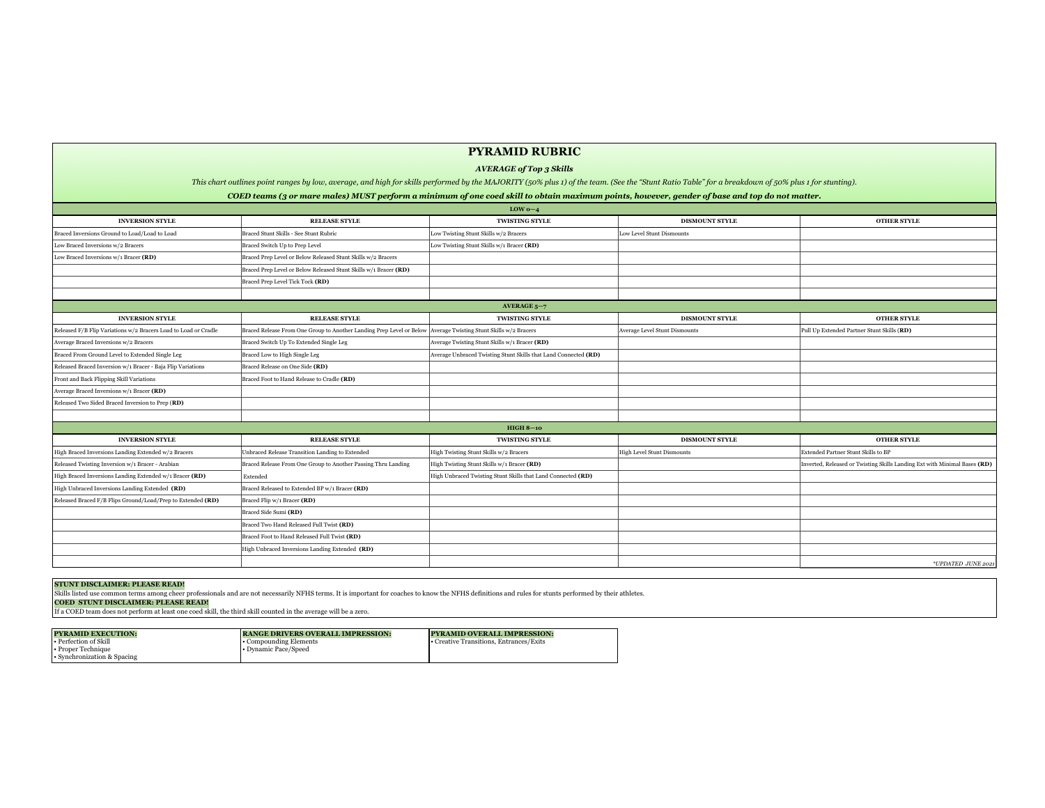# PYRAMID RIBRIC

***AVERAGE of Top 3 Skills***

*This chart outlines point ranges by low, average, and high for skills performed by the MAJORITY (50% plus 1) of the team. (See the "Stunt Ratio Table" for a breakdown of 50% plus 1 for stunting).*

***COED teams (3 or mare males) MUST perform a minimum of one coed skill to obtain maximum points, however, gender of base and top do not matter.***

| **LOW 0—4** | | | | |
|---|---|---|---|---|
| **INVERSION STYLE** | **RELEASE STYLE** | **TWISTING STYLE** | **DISMOUNT STYLE** | **OTHER STYLE** |
| Braced Inversions Ground to Load/Load to Load | Braced Stunt Skills - See Stunt Rubric | Low Twisting Stunt Skills w/2 Bracers | Low Level Stunt Dismounts | |
| Low Braced Inversions w/2 Bracers | Braced Switch Up to Prep Level | Low Twisting Stunt Skills w/1 Bracer **(RD)** | | |
| Low Braced Inversions w/1 Bracer **(RD)** | Braced Prep Level or Below Released Stunt Skills w/2 Bracers | | | |
| | Braced Prep Level or Below Released Stunt Skills w/1 Bracer **(RD)** | | | |
| | Braced Prep Level Tick Tock **(RD)** | | | |
| | | | | |
| **AVERAGE 5—7** | | | | |
| **INVERSION STYLE** | **RELEASE STYLE** | **TWISTING STYLE** | **DISMOUNT STYLE** | **OTHER STYLE** |
| Released F/B Flip Variations w/2 Bracers Load to Load or Cradle | Braced Release From One Group to Another Landing Prep Level or Below | Average Twisting Stunt Skills w/2 Bracers | Average Level Stunt Dismounts | Pull Up Extended Partner Stunt Skills (**RD**) |
| Average Braced Inversions w/2 Bracers | Braced Switch Up To Extended Single Leg | Average Twisting Stunt Skills w/1 Bracer **(RD)** | | |
| Braced From Ground Level to Extended Single Leg | Braced Low to High Single Leg | Average Unbraced Twisting Stunt Skills that Land Connected **(RD)** | | |
| Released Braced Inversion w/1 Bracer - Baja Flip Variations | Braced Release on One Side **(RD)** | | | |
| Front and Back Flipping Skill Variations | Braced Foot to Hand Release to Cradle **(RD)** | | | |
| Average Braced Inversions w/1 Bracer **(RD)** | | | | |
| Released Two Sided Braced Inversion to Prep (**RD**) | | | | |
| | | | | |
| **HIGH 8—10** | | | | |
| **INVERSION STYLE** | **RELEASE STYLE** | **TWISTING STYLE** | **DISMOUNT STYLE** | **OTHER STYLE** |
| High Braced Inversions Landing Extended w/2 Bracers | Unbraced Release Transition Landing to Extended | High Twisting Stunt Skills w/2 Bracers | High Level Stunt Dismounts | Extended Partner Stunt Skills to BP |
| Released Twisting Inversion w/1 Bracer - Arabian | Braced Release From One Group to Another Passing Thru Landing | High Twisting Stunt Skills w/1 Bracer **(RD)** | | Inverted, Released or Twisting Skills Landing Ext with Minimal Bases **(RD)** |
| High Braced Inversions Landing Extended w/1 Bracer **(RD)** | Extended | High Unbraced Twisting Stunt Skills that Land Connected **(RD)** | | |
| High Unbraced Inversions Landing Extended **(RD)** | Braced Released to Extended BP w/1 Bracer **(RD)** | | | |
| Released Braced F/B Flips Ground/Load/Prep to Extended **(RD)** | Braced Flip w/1 Bracer **(RD)** | | | |
| | Braced Side Sumi **(RD)** | | | |
| | Braced Two Hand Released Full Twist **(RD)** | | | |
| | Braced Foot to Hand Released Full Twist **(RD)** | | | |
| | High Unbraced Inversions Landing Extended **(RD)** | | | |
| | | | | *\*UPDATED JUNE 2021* |

**STUNT DISCLAIMER: PLEASE READ!**
Skills listed use common terms among cheer professionals and are not necessarily NFHS terms. It is important for coaches to know the NFHS definitions and rules for stunts performed by their athletes.
**COED STUNT DISCLAIMER: PLEASE READ!**
If a COED team does not perform at least one coed skill, the third skill counted in the average will be a zero.

| **PYRAMID EXECUTION:** | **RANGE DRIVERS OVERALL IMPRESSION:** | **PYRAMID OVERALL IMPRESSION:** |
|---|---|---|
| • Perfection of Skill<br>• Proper Technique<br>• Synchronization & Spacing | • Compounding Elements<br>• Dynamic Pace/Speed | • Creative Transitions, Entrances/Exits |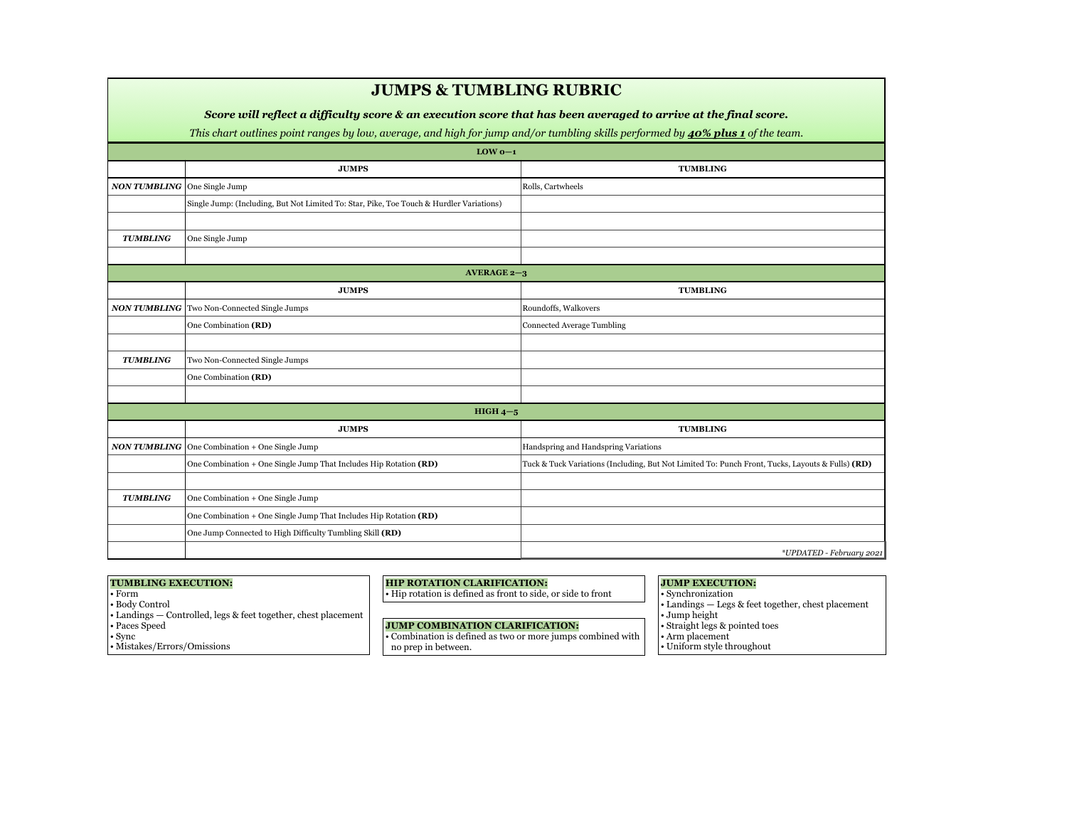# JUMPS & TUMBLING RUBRIC

***Score will reflect a difficulty score & an execution score that has been averaged to arrive at the final score.***

*This chart outlines point ranges by low, average, and high for jump and/or tumbling skills performed by **40% plus 1** of the team.*

| | JUMPS | TUMBLING |
|---|---|---|
| **LOW 0—1** | | |
| ***NON TUMBLING*** | One Single Jump | Rolls, Cartwheels |
| | Single Jump: (Including, But Not Limited To: Star, Pike, Toe Touch & Hurdler Variations) | |
| | | |
| ***TUMBLING*** | One Single Jump | |
| | | |
| **AVERAGE 2—3** | | |
| ***NON TUMBLING*** | Two Non-Connected Single Jumps | Roundoffs, Walkovers |
| | One Combination **(RD)** | Connected Average Tumbling |
| | | |
| ***TUMBLING*** | Two Non-Connected Single Jumps | |
| | One Combination **(RD)** | |
| | | |
| **HIGH 4—5** | | |
| ***NON TUMBLING*** | One Combination + One Single Jump | Handspring and Handspring Variations |
| | One Combination + One Single Jump That Includes Hip Rotation **(RD)** | Tuck & Tuck Variations (Including, But Not Limited To: Punch Front, Tucks, Layouts & Fulls) **(RD)** |
| | | |
| ***TUMBLING*** | One Combination + One Single Jump | |
| | One Combination + One Single Jump That Includes Hip Rotation **(RD)** | |
| | One Jump Connected to High Difficulty Tumbling Skill **(RD)** | |
| | | *\*UPDATED - February 2021* |

**TUMBLING EXECUTION:**
- Form
- Body Control
- Landings — Controlled, legs & feet together, chest placement
- Paces Speed
- Sync
- Mistakes/Errors/Omissions

**HIP ROTATION CLARIFICATION:**
- Hip rotation is defined as front to side, or side to front

**JUMP COMBINATION CLARIFICATION:**
- Combination is defined as two or more jumps combined with no prep in between.

**JUMP EXECUTION:**
- Synchronization
- Landings — Legs & feet together, chest placement
- Jump height
- Straight legs & pointed toes
- Arm placement
- Uniform style throughout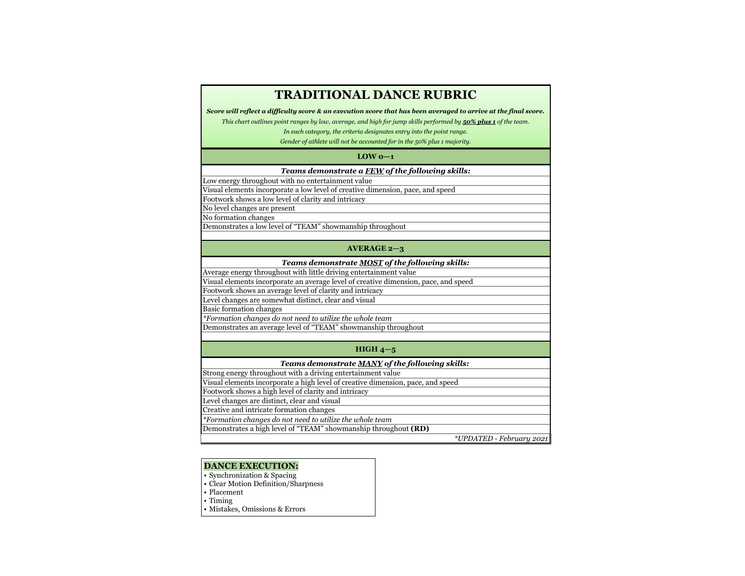# TRADITIONAL DANCE RUBRIC

***Score will reflect a difficulty score & an execution score that has been averaged to arrive at the final score.***

*This chart outlines point ranges by low, average, and high for jump skills performed by **50% plus 1** of the team.*

*In each category, the criteria designates entry into the point range.*

*Gender of athlete will not be accounted for in the 50% plus 1 majority.*

## LOW 0—1

***Teams demonstrate a FEW of the following skills:***

- Low energy throughout with no entertainment value
- Visual elements incorporate a low level of creative dimension, pace, and speed
- Footwork shows a low level of clarity and intricacy
- No level changes are present
- No formation changes
- Demonstrates a low level of "TEAM" showmanship throughout

## AVERAGE 2—3

***Teams demonstrate MOST of the following skills:***

- Average energy throughout with little driving entertainment value
- Visual elements incorporate an average level of creative dimension, pace, and speed
- Footwork shows an average level of clarity and intricacy
- Level changes are somewhat distinct, clear and visual
- Basic formation changes
- *\*Formation changes do not need to utilize the whole team*
- Demonstrates an average level of "TEAM" showmanship throughout

## HIGH 4—5

***Teams demonstrate MANY of the following skills:***

- Strong energy throughout with a driving entertainment value
- Visual elements incorporate a high level of creative dimension, pace, and speed
- Footwork shows a high level of clarity and intricacy
- Level changes are distinct, clear and visual
- Creative and intricate formation changes
- *\*Formation changes do not need to utilize the whole team*
- Demonstrates a high level of "TEAM" showmanship throughout **(RD)**

*\*UPDATED - February 2021*

**DANCE EXECUTION:**

- Synchronization & Spacing
- Clear Motion Definition/Sharpness
- Placement
- Timing
- Mistakes, Omissions & Errors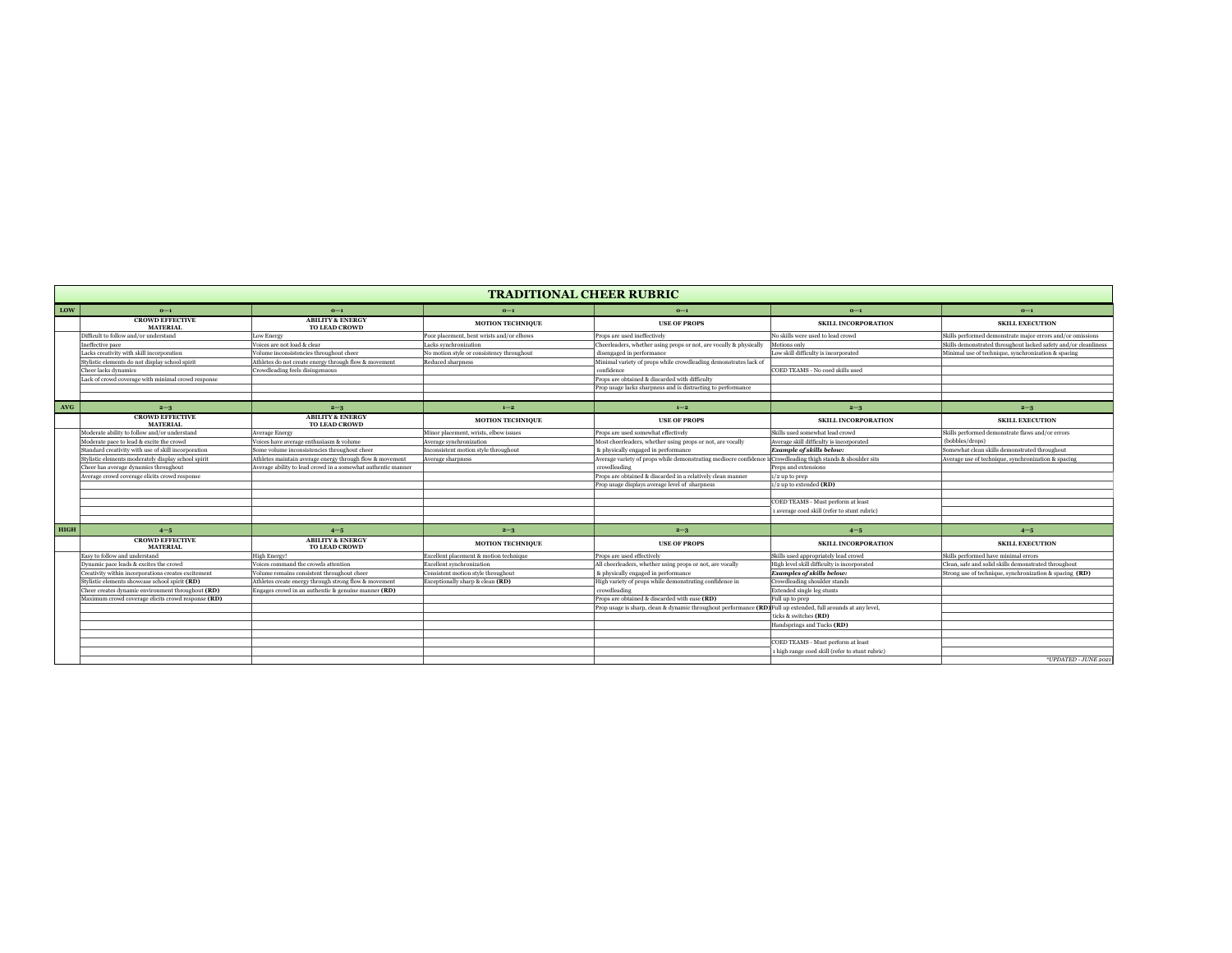# TRADITIONAL CHEER RUBRIC

| | | | | | | |
|---|---|---|---|---|---|---|
| **LOW** | **0—1** | **0—1** | **0—1** | **0—1** | **0—1** | **0—1** |
| | **CROWD EFFECTIVE MATERIAL** | **ABILITY & ENERGY TO LEAD CROWD** | **MOTION TECHNIQUE** | **USE OF PROPS** | **SKILL INCORPORATION** | **SKILL EXECUTION** |
| | Difficult to follow and/or understand | Low Energy | Poor placement, bent wrists and/or elbows | Props are used ineffectively | No skills were used to lead crowd | Skills performed demonstrate major errors and/or omissions |
| | Ineffective pace | Voices are not loud & clear | Lacks synchronization | Cheerleaders, whether using props or not, are vocally & physically disengaged in performance | Motions only | Skills demonstrated throughout lacked safety and/or cleanliness |
| | Lacks creativity with skill incorporation | Volume inconsistencies throughout cheer | No motion style or consistency throughout | | Low skill difficulty is incorporated | Minimal use of technique, synchronization & spacing |
| | Stylistic elements do not display school spirit | Athletes do not create energy through flow & movement | Reduced sharpness | Minimal variety of props while crowdleading demonstrates lack of confidence | | |
| | Cheer lacks dynamics | Crowdleading feels disingenuous | | | COED TEAMS - No coed skills used | |
| | Lack of crowd coverage with minimal crowd response | | | Props are obtained & discarded with difficulty | | |
| | | | | Prop usage lacks sharpness and is distracting to performance | | |
| **AVG** | **2—3** | **2—3** | **1—2** | **1—2** | **2—3** | **2—3** |
| | **CROWD EFFECTIVE MATERIAL** | **ABILITY & ENERGY TO LEAD CROWD** | **MOTION TECHNIQUE** | **USE OF PROPS** | **SKILL INCORPORATION** | **SKILL EXECUTION** |
| | Moderate ability to follow and/or understand | Average Energy | Minor placement, wrists, elbow issues | Props are used somewhat effectively | Skills used somewhat lead crowd | Skills performed demonstrate flaws and/or errors (bobbles/drops) |
| | Moderate pace to lead & excite the crowd | Voices have average enthusiasm & volume | Average synchronization | Most cheerleaders, whether using props or not, are vocally & physically engaged in performance | Average skill difficulty is incorporated | |
| | Standard creativity with use of skill incorporation | Some volume inconsistencies throughout cheer | Inconsistent motion style throughout | | ***Example of skills below:*** | Somewhat clean skills demonstrated throughout |
| | Stylistic elements moderately display school spirit | Athletes maintain average energy through flow & movement | Average sharpness | Average variety of props while demonstrating mediocre confidence in crowdleading | Crowdleading thigh stands & shoulder sits | Average use of technique, synchronization & spacing |
| | Cheer has average dynamics throughout | Average ability to lead crowd in a somewhat authentic manner | | | Preps and extensions | |
| | Average crowd coverage elicits crowd response | | | Props are obtained & discarded in a relatively clean manner | 1/2 up to prep | |
| | | | | Prop usage displays average level of sharpness | 1/2 up to extended **(RD)** | |
| | | | | | COED TEAMS - Must perform at least 1 average coed skill (refer to stunt rubric) | |
| **HIGH** | **4—5** | **4—5** | **2—3** | **2—3** | **4—5** | **4—5** |
| | **CROWD EFFECTIVE MATERIAL** | **ABILITY & ENERGY TO LEAD CROWD** | **MOTION TECHNIQUE** | **USE OF PROPS** | **SKILL INCORPORATION** | **SKILL EXECUTION** |
| | Easy to follow and understand | High Energy! | Excellent placement & motion technique | Props are used effectively | Skills used appropriately lead crowd | Skills performed have minimal errors |
| | Dynamic pace leads & excites the crowd | Voices command the crowds attention | Excellent synchronization | All cheerleaders, whether using props or not, are vocally & physically engaged in performance | High level skill difficulty is incorporated | Clean, safe and solid skills demonstrated throughout |
| | Creativity within incorporations creates excitement | Volume remains consistent throughout cheer | Consistent motion style throughout | | ***Examples of skills below:*** | Strong use of technique, synchronization & spacing **(RD)** |
| | Stylistic elements showcase school spirit **(RD)** | Athletes create energy through strong flow & movement | Exceptionally sharp & clean **(RD)** | High variety of props while demonstrating confidence in crowdleading | Crowdleading shoulder stands | |
| | Cheer creates dynamic environment throughout **(RD)** | Engages crowd in an authentic & genuine manner **(RD)** | | | Extended single leg stunts | |
| | Maximum crowd coverage elicits crowd response **(RD)** | | | Props are obtained & discarded with ease **(RD)** | Full up to prep | |
| | | | | Prop usage is sharp, clean & dynamic throughout performance **(RD)** | Full up extended, full arounds at any level, ticks & switches **(RD)** | |
| | | | | | Handsprings and Tucks **(RD)** | |
| | | | | | COED TEAMS - Must perform at least 1 high range coed skill (refer to stunt rubric) | |
| | | | | | | *\*UPDATED - JUNE 2021* |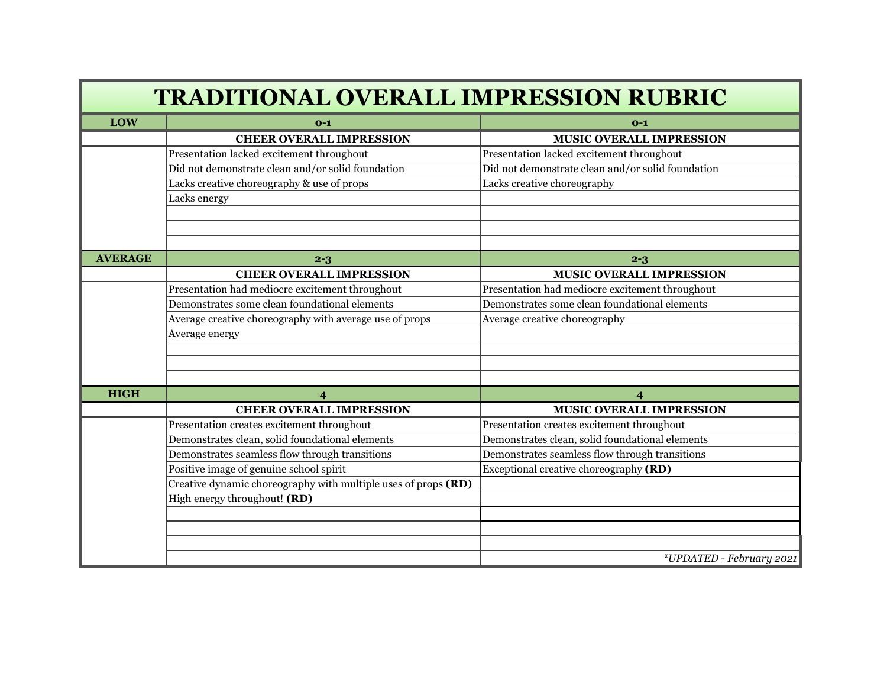# TRADITIONAL OVERALL IMPRESSION RUBRIC

| | | |
|---|---|---|
| **LOW** | **0-1** | **0-1** |
| | **CHEER OVERALL IMPRESSION** | **MUSIC OVERALL IMPRESSION** |
| | Presentation lacked excitement throughout | Presentation lacked excitement throughout |
| | Did not demonstrate clean and/or solid foundation | Did not demonstrate clean and/or solid foundation |
| | Lacks creative choreography & use of props | Lacks creative choreography |
| | Lacks energy | |
| **AVERAGE** | **2-3** | **2-3** |
| | **CHEER OVERALL IMPRESSION** | **MUSIC OVERALL IMPRESSION** |
| | Presentation had mediocre excitement throughout | Presentation had mediocre excitement throughout |
| | Demonstrates some clean foundational elements | Demonstrates some clean foundational elements |
| | Average creative choreography with average use of props | Average creative choreography |
| | Average energy | |
| **HIGH** | **4** | **4** |
| | **CHEER OVERALL IMPRESSION** | **MUSIC OVERALL IMPRESSION** |
| | Presentation creates excitement throughout | Presentation creates excitement throughout |
| | Demonstrates clean, solid foundational elements | Demonstrates clean, solid foundational elements |
| | Demonstrates seamless flow through transitions | Demonstrates seamless flow through transitions |
| | Positive image of genuine school spirit | Exceptional creative choreography **(RD)** |
| | Creative dynamic choreography with multiple uses of props **(RD)** | |
| | High energy throughout! **(RD)** | |
| | | *\*UPDATED - February 2021* |